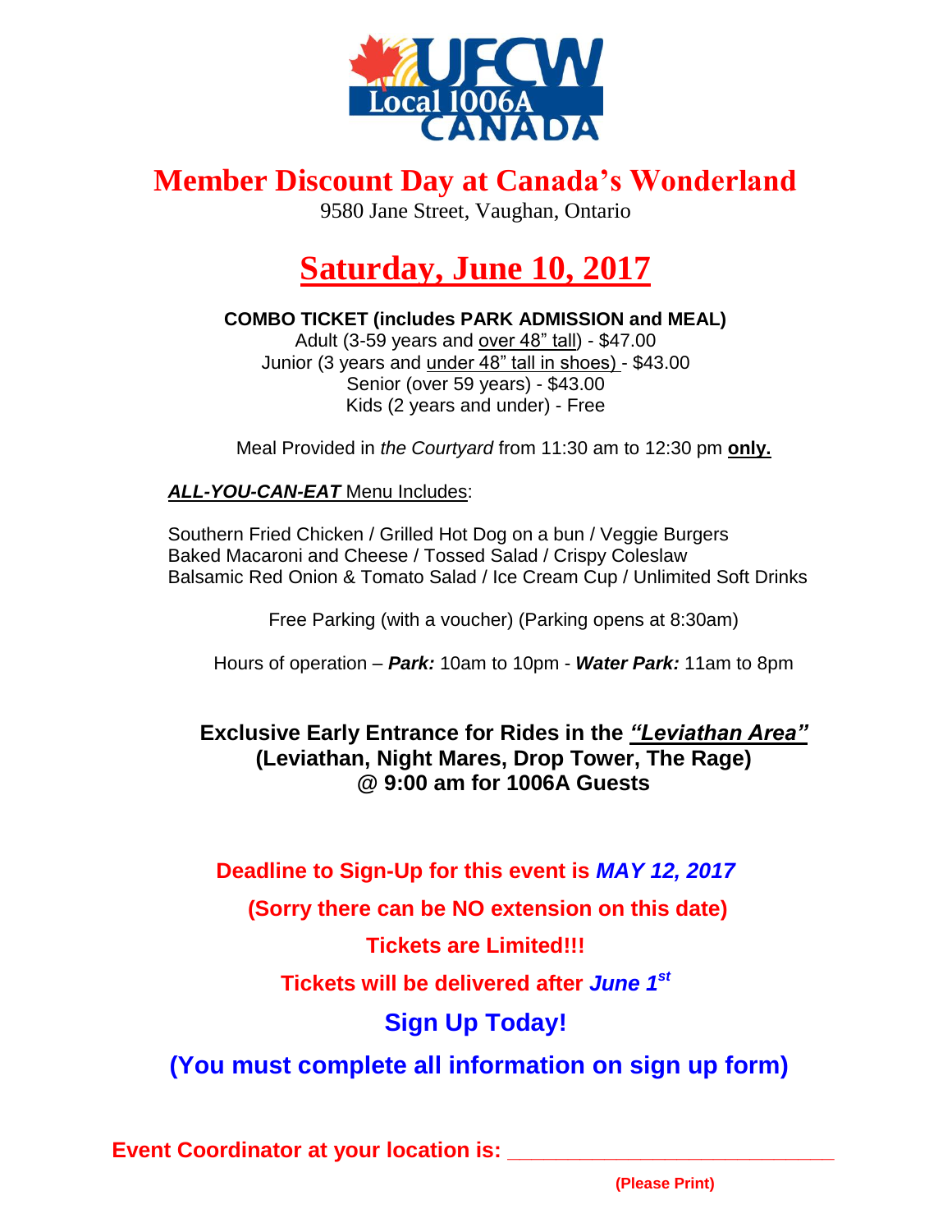UFCW Local 1006A CANADA

# Member Discount Day at Canada's Wonderland

9580 Jane Street, Vaughan, Ontario

## Saturday, June 10, 2017

**COMBO TICKET (includes PARK ADMISSION and MEAL)**

Adult (3-59 years and over 48" tall) - $47.00
Junior (3 years and under 48" tall in shoes) - $43.00
Senior (over 59 years) - $43.00
Kids (2 years and under) - Free

Meal Provided in *the Courtyard* from 11:30 am to 12:30 pm **only.**

***ALL-YOU-CAN-EAT*** Menu Includes:

Southern Fried Chicken / Grilled Hot Dog on a bun / Veggie Burgers
Baked Macaroni and Cheese / Tossed Salad / Crispy Coleslaw
Balsamic Red Onion & Tomato Salad / Ice Cream Cup / Unlimited Soft Drinks

Free Parking (with a voucher) (Parking opens at 8:30am)

Hours of operation – ***Park:*** 10am to 10pm - ***Water Park:*** 11am to 8pm

**Exclusive Early Entrance for Rides in the *"Leviathan Area"***
**(Leviathan, Night Mares, Drop Tower, The Rage)**
**@ 9:00 am for 1006A Guests**

**Deadline to Sign-Up for this event is *MAY 12, 2017***

**(Sorry there can be NO extension on this date)**

**Tickets are Limited!!!**

**Tickets will be delivered after *June 1st***

**Sign Up Today!**

**(You must complete all information on sign up form)**

**Event Coordinator at your location is:** ____________________________

**(Please Print)**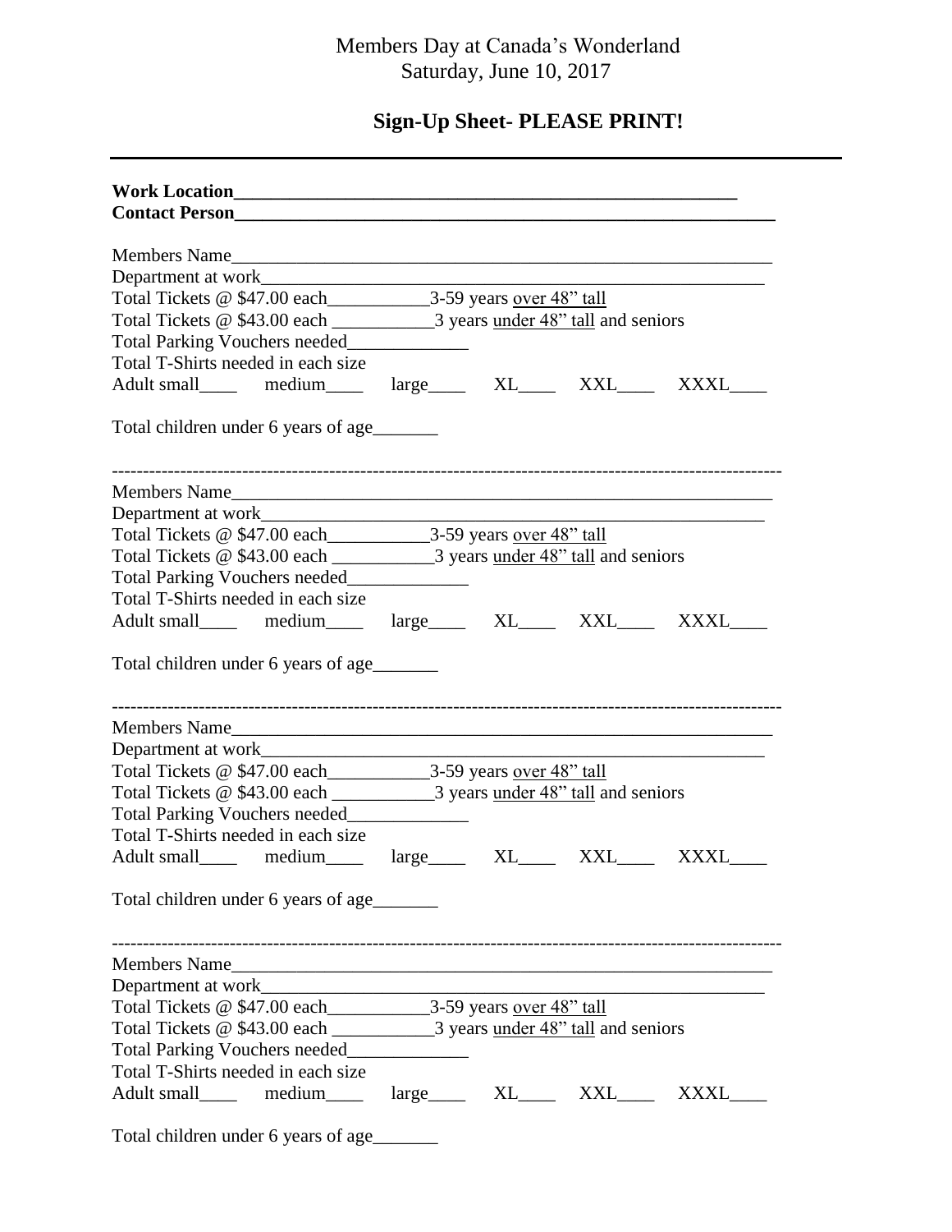Members Day at Canada's Wonderland
Saturday, June 10, 2017

## Sign-Up Sheet- PLEASE PRINT!

---

**Work Location**\_\_\_\_\_\_\_\_\_\_\_\_\_\_\_\_\_\_\_\_\_\_\_\_\_\_\_\_\_\_\_\_\_\_\_\_\_\_\_\_\_\_\_\_\_\_\_\_\_\_\_\_\_\_\_\_
**Contact Person**\_\_\_\_\_\_\_\_\_\_\_\_\_\_\_\_\_\_\_\_\_\_\_\_\_\_\_\_\_\_\_\_\_\_\_\_\_\_\_\_\_\_\_\_\_\_\_\_\_\_\_\_\_\_\_\_\_\_\_

Members Name\_\_\_\_\_\_\_\_\_\_\_\_\_\_\_\_\_\_\_\_\_\_\_\_\_\_\_\_\_\_\_\_\_\_\_\_\_\_\_\_\_\_\_\_\_\_\_\_\_\_\_\_\_\_\_\_\_\_
Department at work\_\_\_\_\_\_\_\_\_\_\_\_\_\_\_\_\_\_\_\_\_\_\_\_\_\_\_\_\_\_\_\_\_\_\_\_\_\_\_\_\_\_\_\_\_\_\_\_\_\_\_\_\_\_
Total Tickets @ $47.00 each\_\_\_\_\_\_\_\_\_\_\_3-59 years over 48" tall
Total Tickets @ $43.00 each \_\_\_\_\_\_\_\_\_\_\_3 years under 48" tall and seniors
Total Parking Vouchers needed\_\_\_\_\_\_\_\_\_\_\_\_\_
Total T-Shirts needed in each size
Adult small\_\_\_\_ medium\_\_\_\_ large\_\_\_\_ XL\_\_\_\_ XXL\_\_\_\_ XXXL\_\_\_\_

Total children under 6 years of age\_\_\_\_\_\_\_

---

Members Name\_\_\_\_\_\_\_\_\_\_\_\_\_\_\_\_\_\_\_\_\_\_\_\_\_\_\_\_\_\_\_\_\_\_\_\_\_\_\_\_\_\_\_\_\_\_\_\_\_\_\_\_\_\_\_\_\_\_
Department at work\_\_\_\_\_\_\_\_\_\_\_\_\_\_\_\_\_\_\_\_\_\_\_\_\_\_\_\_\_\_\_\_\_\_\_\_\_\_\_\_\_\_\_\_\_\_\_\_\_\_\_\_\_\_
Total Tickets @ $47.00 each\_\_\_\_\_\_\_\_\_\_\_3-59 years over 48" tall
Total Tickets @ $43.00 each \_\_\_\_\_\_\_\_\_\_\_3 years under 48" tall and seniors
Total Parking Vouchers needed\_\_\_\_\_\_\_\_\_\_\_\_\_
Total T-Shirts needed in each size
Adult small\_\_\_\_ medium\_\_\_\_ large\_\_\_\_ XL\_\_\_\_ XXL\_\_\_\_ XXXL\_\_\_\_

Total children under 6 years of age\_\_\_\_\_\_\_

---

Members Name\_\_\_\_\_\_\_\_\_\_\_\_\_\_\_\_\_\_\_\_\_\_\_\_\_\_\_\_\_\_\_\_\_\_\_\_\_\_\_\_\_\_\_\_\_\_\_\_\_\_\_\_\_\_\_\_\_\_
Department at work\_\_\_\_\_\_\_\_\_\_\_\_\_\_\_\_\_\_\_\_\_\_\_\_\_\_\_\_\_\_\_\_\_\_\_\_\_\_\_\_\_\_\_\_\_\_\_\_\_\_\_\_\_\_
Total Tickets @ $47.00 each\_\_\_\_\_\_\_\_\_\_\_3-59 years over 48" tall
Total Tickets @ $43.00 each \_\_\_\_\_\_\_\_\_\_\_3 years under 48" tall and seniors
Total Parking Vouchers needed\_\_\_\_\_\_\_\_\_\_\_\_\_
Total T-Shirts needed in each size
Adult small\_\_\_\_ medium\_\_\_\_ large\_\_\_\_ XL\_\_\_\_ XXL\_\_\_\_ XXXL\_\_\_\_

Total children under 6 years of age\_\_\_\_\_\_\_

---

Members Name\_\_\_\_\_\_\_\_\_\_\_\_\_\_\_\_\_\_\_\_\_\_\_\_\_\_\_\_\_\_\_\_\_\_\_\_\_\_\_\_\_\_\_\_\_\_\_\_\_\_\_\_\_\_\_\_\_\_
Department at work\_\_\_\_\_\_\_\_\_\_\_\_\_\_\_\_\_\_\_\_\_\_\_\_\_\_\_\_\_\_\_\_\_\_\_\_\_\_\_\_\_\_\_\_\_\_\_\_\_\_\_\_\_\_
Total Tickets @ $47.00 each\_\_\_\_\_\_\_\_\_\_\_3-59 years over 48" tall
Total Tickets @ $43.00 each \_\_\_\_\_\_\_\_\_\_\_3 years under 48" tall and seniors
Total Parking Vouchers needed\_\_\_\_\_\_\_\_\_\_\_\_\_
Total T-Shirts needed in each size
Adult small\_\_\_\_ medium\_\_\_\_ large\_\_\_\_ XL\_\_\_\_ XXL\_\_\_\_ XXXL\_\_\_\_

Total children under 6 years of age\_\_\_\_\_\_\_